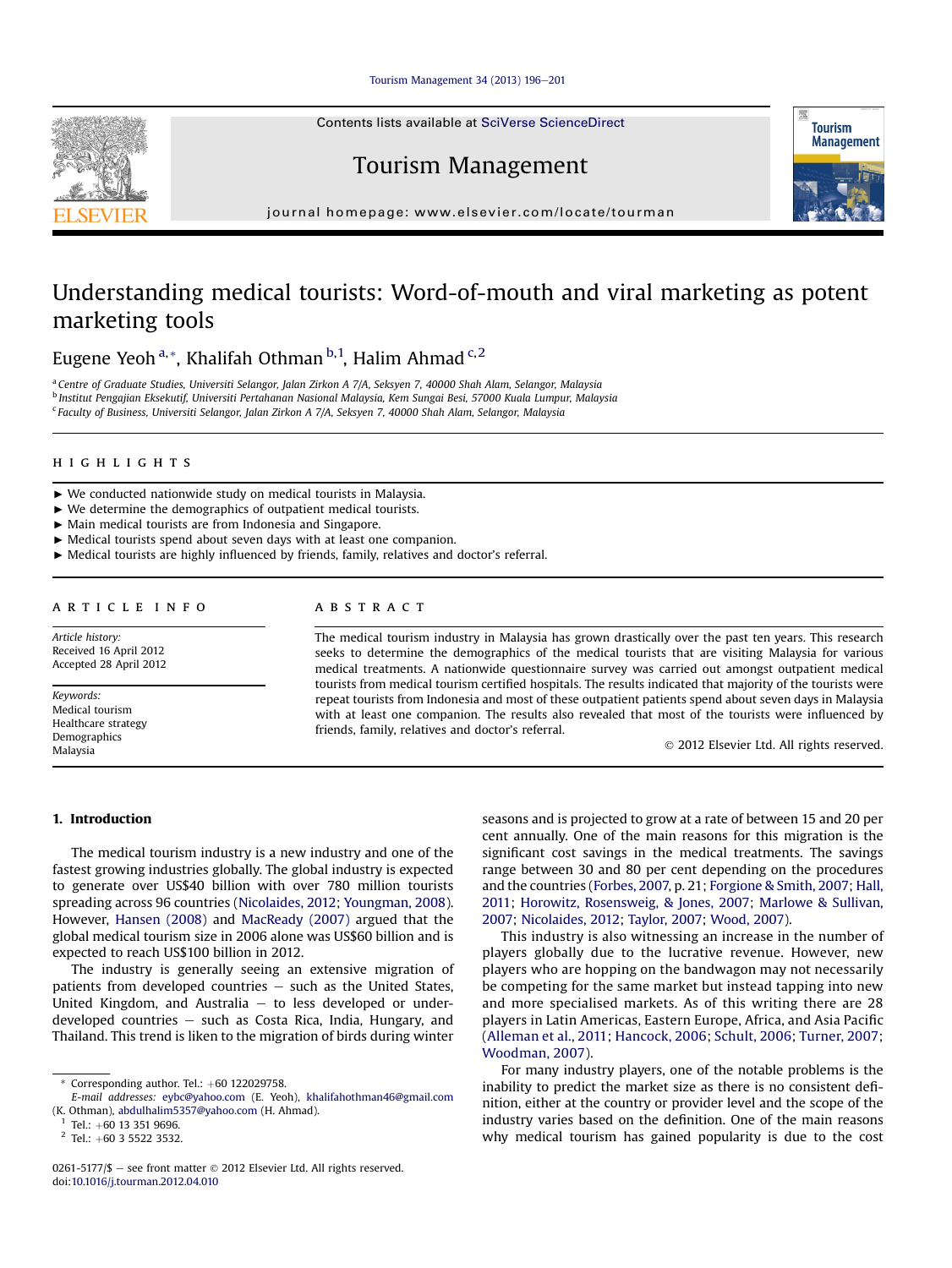# Understanding medical tourists: Word-of-mouth and viral marketing as potent marketing tools

Eugene Yoh [a,*], Khalifah Othman [b,1], Halim Ahmad [c,2]

[a] Centre of Graduate Studies, Universiti Selangor, Jalan Zirkon A 7/A, Seksyen 7, 40000 Shah Alam, Selangor, Malaysia
[b] Institut Pengajian Eksekutif, Universiti Pertahanan Nasional Malaysia, Kem Sungai Besi, 57000 Kuala Lumpur, Malaysia
[c] Faculty of Business, Universiti Selangor, Jalan Zirkon A 7/A, Seksyen 7, 40000 Shah Alam, Selangor, Malaysia

## HIGHLIGHTS

► We conducted nationwide study on medical tourists in Malaysia.
► We determine the demographics of outpatient medical tourists.
► Main medical tourists are from Indonesia and Singapore.
► Medical tourists spend about seven days with at least one companion.
► Medical tourists are highly influenced by friends, family, relatives and doctor's referral.

## ARTICLE INFO

*Article history:*
Received 16 April 2012
Accepted 28 April 2012

*Keywords:*
Medical tourism
Healthcare strategy
Demographics
Malaysia

## ABSTRACT

The medical tourism industry in Malaysia has grown drastically over the past ten years. This research seeks to determine the demographics of the medical tourists that are visiting Malaysia for various medical treatments. A nationwide questionnaire survey was carried out amongst outpatient medical tourists from medical tourism certified hospitals. The results indicated that majority of the tourists were repeat tourists from Indonesia and most of these outpatient patients spend about seven days in Malaysia with at least one companion. The results also revealed that most of the tourists were influenced by friends, family, relatives and doctor's referral.

© 2012 Elsevier Ltd. All rights reserved.

## 1. Introduction

The medical tourism industry is a new industry and one of the fastest growing industries globally. The global industry is expected to generate over US$40 billion with over 780 million tourists spreading across 96 countries (Nicolaides, 2012; Youngman, 2008). However, Hansen (2008) and MacReady (2007) argued that the global medical tourism size in 2006 alone was US$60 billion and is expected to reach US$100 billion in 2012.

The industry is generally seeing an extensive migration of patients from developed countries – such as the United States, United Kingdom, and Australia – to less developed or under-developed countries – such as Costa Rica, India, Hungary, and Thailand. This trend is liken to the migration of birds during winter seasons and is projected to grow at a rate of between 15 and 20 per cent annually. One of the main reasons for this migration is the significant cost savings in the medical treatments. The savings range between 30 and 80 per cent depending on the procedures and the countries (Forbes, 2007, p. 21; Forgione & Smith, 2007; Hall, 2011; Horowitz, Rosensweig, & Jones, 2007; Marlowe & Sullivan, 2007; Nicolaides, 2012; Taylor, 2007; Wood, 2007).

This industry is also witnessing an increase in the number of players globally due to the lucrative revenue. However, new players who are hopping on the bandwagon may not necessarily be competing for the same market but instead tapping into new and more specialised markets. As of this writing there are 28 players in Latin Americas, Eastern Europe, Africa, and Asia Pacific (Alleman et al., 2011; Hancock, 2006; Schult, 2006; Turner, 2007; Woodman, 2007).

For many industry players, one of the notable problems is the inability to predict the market size as there is no consistent definition, either at the country or provider level and the scope of the industry varies based on the definition. One of the main reasons why medical tourism has gained popularity is due to the cost

---

* Corresponding author. Tel.: +60 122029758.
*E-mail addresses:* eybc@yahoo.com (E. Yeoh), khalifahothman46@gmail.com (K. Othman), abdulhalim5357@yahoo.com (H. Ahmad).
[1] Tel.: +60 13 351 9696.
[2] Tel.: +60 3 5522 3532.

0261-5177/$ – see front matter © 2012 Elsevier Ltd. All rights reserved.
doi:10.1016/j.tourman.2012.04.010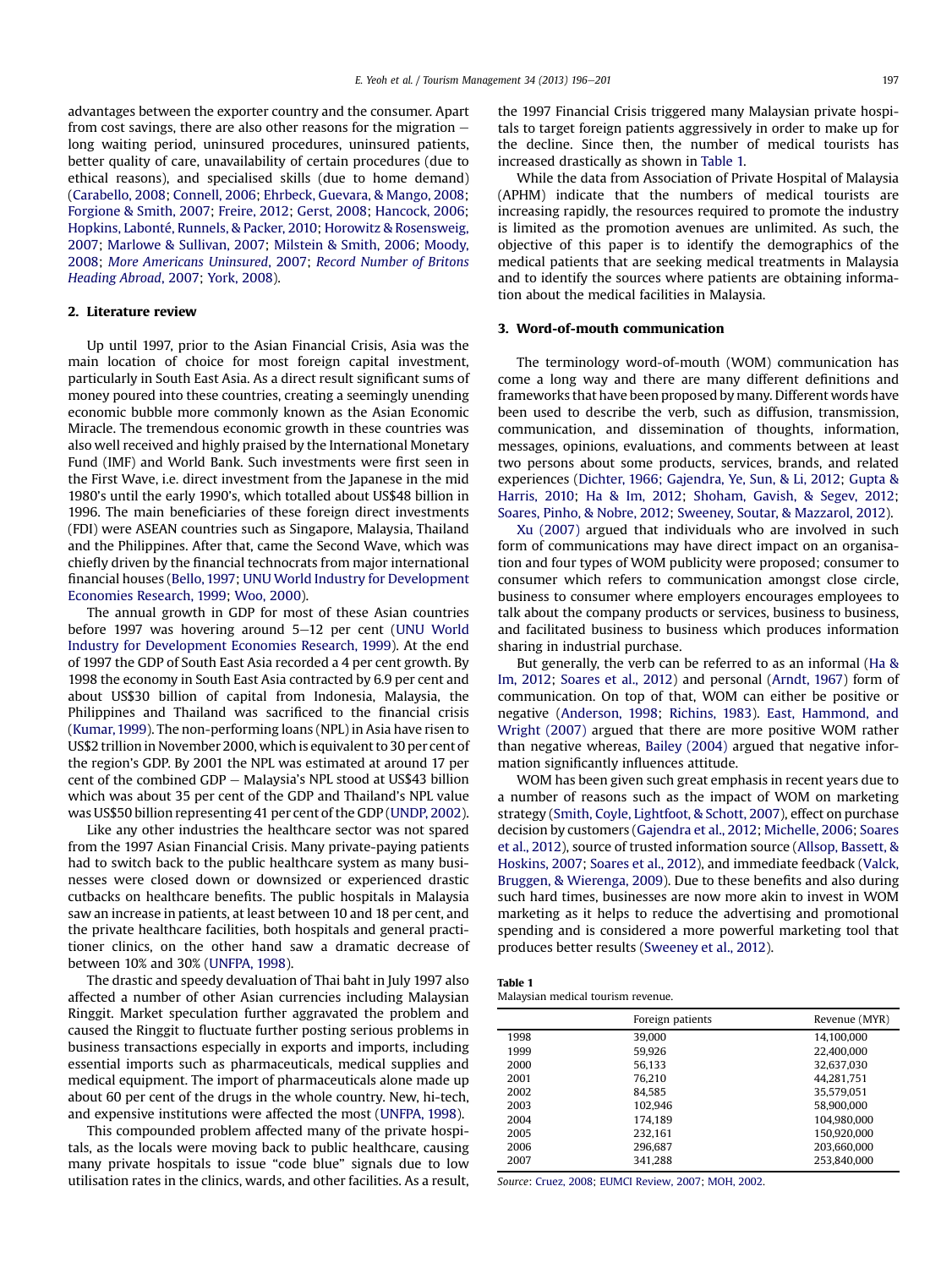advantages between the exporter country and the consumer. Apart from cost savings, there are also other reasons for the migration – long waiting period, uninsured procedures, uninsured patients, better quality of care, unavailability of certain procedures (due to ethical reasons), and specialised skills (due to home demand) (Carabello, 2008; Connell, 2006; Ehrbeck, Guevara, & Mango, 2008; Forgione & Smith, 2007; Freire, 2012; Gerst, 2008; Hancock, 2006; Hopkins, Labonté, Runnels, & Packer, 2010; Horowitz & Rosensweig, 2007; Marlowe & Sullivan, 2007; Milstein & Smith, 2006; Moody, 2008; *More Americans Uninsured*, 2007; *Record Number of Britons Heading Abroad*, 2007; York, 2008).

## 2. Literature review

Up until 1997, prior to the Asian Financial Crisis, Asia was the main location of choice for most foreign capital investment, particularly in South East Asia. As a direct result significant sums of money poured into these countries, creating a seemingly unending economic bubble more commonly known as the Asian Economic Miracle. The tremendous economic growth in these countries was also well received and highly praised by the International Monetary Fund (IMF) and World Bank. Such investments were first seen in the First Wave, i.e. direct investment from the Japanese in the mid 1980's until the early 1990's, which totalled about US$48 billion in 1996. The main beneficiaries of these foreign direct investments (FDI) were ASEAN countries such as Singapore, Malaysia, Thailand and the Philippines. After that, came the Second Wave, which was chiefly driven by the financial technocrats from major international financial houses (Bello, 1997; UNU World Industry for Development Economies Research, 1999; Woo, 2000).

The annual growth in GDP for most of these Asian countries before 1997 was hovering around 5–12 per cent (UNU World Industry for Development Economies Research, 1999). At the end of 1997 the GDP of South East Asia recorded a 4 per cent growth. By 1998 the economy in South East Asia contracted by 6.9 per cent and about US$30 billion of capital from Indonesia, Malaysia, the Philippines and Thailand was sacrificed to the financial crisis (Kumar, 1999). The non-performing loans (NPL) in Asia have risen to US$2 trillion in November 2000, which is equivalent to 30 per cent of the region's GDP. By 2001 the NPL was estimated at around 17 per cent of the combined GDP – Malaysia's NPL stood at US$43 billion which was about 35 per cent of the GDP and Thailand's NPL value was US$50 billion representing 41 per cent of the GDP (UNDP, 2002).

Like any other industries the healthcare sector was not spared from the 1997 Asian Financial Crisis. Many private-paying patients had to switch back to the public healthcare system as many businesses were closed down or downsized or experienced drastic cutbacks on healthcare benefits. The public hospitals in Malaysia saw an increase in patients, at least between 10 and 18 per cent, and the private healthcare facilities, both hospitals and general practitioner clinics, on the other hand saw a dramatic decrease of between 10% and 30% (UNFPA, 1998).

The drastic and speedy devaluation of Thai baht in July 1997 also affected a number of other Asian currencies including Malaysian Ringgit. Market speculation further aggravated the problem and caused the Ringgit to fluctuate further posting serious problems in business transactions especially in exports and imports, including essential imports such as pharmaceuticals, medical supplies and medical equipment. The import of pharmaceuticals alone made up about 60 per cent of the drugs in the whole country. New, hi-tech, and expensive institutions were affected the most (UNFPA, 1998).

This compounded problem affected many of the private hospitals, as the locals were moving back to public healthcare, causing many private hospitals to issue "code blue" signals due to low utilisation rates in the clinics, wards, and other facilities. As a result, the 1997 Financial Crisis triggered many Malaysian private hospitals to target foreign patients aggressively in order to make up for the decline. Since then, the number of medical tourists has increased drastically as shown in Table 1.

While the data from Association of Private Hospital of Malaysia (APHM) indicate that the numbers of medical tourists are increasing rapidly, the resources required to promote the industry is limited as the promotion avenues are unlimited. As such, the objective of this paper is to identify the demographics of the medical patients that are seeking medical treatments in Malaysia and to identify the sources where patients are obtaining information about the medical facilities in Malaysia.

## 3. Word-of-mouth communication

The terminology word-of-mouth (WOM) communication has come a long way and there are many different definitions and frameworks that have been proposed by many. Different words have been used to describe the verb, such as diffusion, transmission, communication, and dissemination of thoughts, information, messages, opinions, evaluations, and comments between at least two persons about some products, services, brands, and related experiences (Dichter, 1966; Gajendra, Ye, Sun, & Li, 2012; Gupta & Harris, 2010; Ha & Im, 2012; Shoham, Gavish, & Segev, 2012; Soares, Pinho, & Nobre, 2012; Sweeney, Soutar, & Mazzarol, 2012).

Xu (2007) argued that individuals who are involved in such form of communications may have direct impact on an organisation and four types of WOM publicity were proposed; consumer to consumer which refers to communication amongst close circle, business to consumer where employers encourages employees to talk about the company products or services, business to business, and facilitated business to business which produces information sharing in industrial purchase.

But generally, the verb can be referred to as an informal (Ha & Im, 2012; Soares et al., 2012) and personal (Arndt, 1967) form of communication. On top of that, WOM can either be positive or negative (Anderson, 1998; Richins, 1983). East, Hammond, and Wright (2007) argued that there are more positive WOM rather than negative whereas, Bailey (2004) argued that negative information significantly influences attitude.

WOM has been given such great emphasis in recent years due to a number of reasons such as the impact of WOM on marketing strategy (Smith, Coyle, Lightfoot, & Schott, 2007), effect on purchase decision by customers (Gajendra et al., 2012; Michelle, 2006; Soares et al., 2012), source of trusted information source (Allsop, Bassett, & Hoskins, 2007; Soares et al., 2012), and immediate feedback (Valck, Bruggen, & Wierenga, 2009). Due to these benefits and also during such hard times, businesses are now more akin to invest in WOM marketing as it helps to reduce the advertising and promotional spending and is considered a more powerful marketing tool that produces better results (Sweeney et al., 2012).

**Table 1**
Malaysian medical tourism revenue.

| | Foreign patients | Revenue (MYR) |
|---|---|---|
| 1998 | 39,000 | 14,100,000 |
| 1999 | 59,926 | 22,400,000 |
| 2000 | 56,133 | 32,637,030 |
| 2001 | 76,210 | 44,281,751 |
| 2002 | 84,585 | 35,579,051 |
| 2003 | 102,946 | 58,900,000 |
| 2004 | 174,189 | 104,980,000 |
| 2005 | 232,161 | 150,920,000 |
| 2006 | 296,687 | 203,660,000 |
| 2007 | 341,288 | 253,840,000 |

*Source*: Cruez, 2008; EUMCI Review, 2007; MOH, 2002.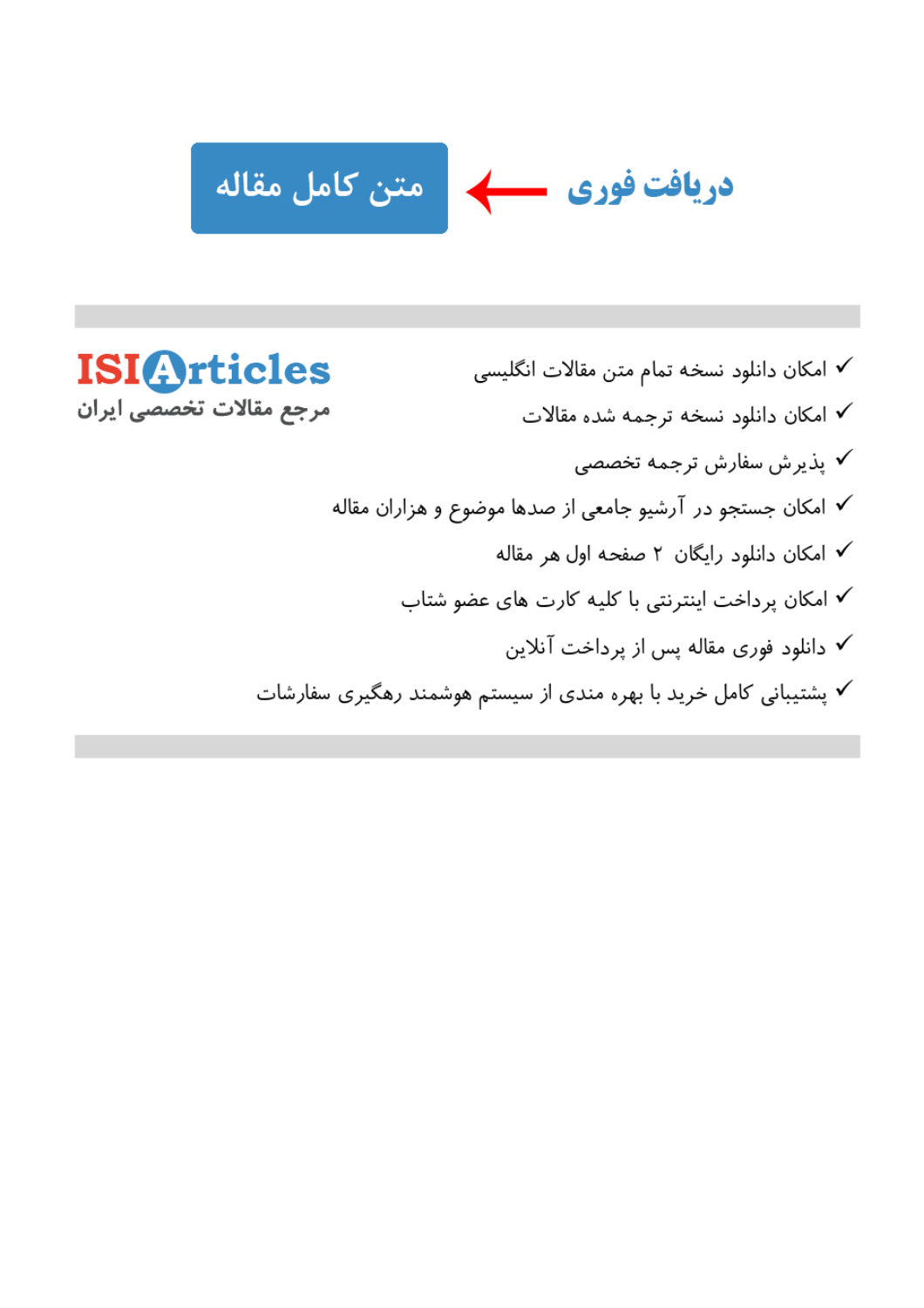دریافت فوری ← متن کامل مقاله

**ISIArticles**
مرجع مقالات تخصصی ایران

- ✓ امکان دانلود نسخه تمام متن مقالات انگلیسی
- ✓ امکان دانلود نسخه ترجمه شده مقالات
- ✓ پذیرش سفارش ترجمه تخصصی
- ✓ امکان جستجو در آرشیو جامعی از صدها موضوع و هزاران مقاله
- ✓ امکان دانلود رایگان ۲ صفحه اول هر مقاله
- ✓ امکان پرداخت اینترنتی با کلیه کارت های عضو شتاب
- ✓ دانلود فوری مقاله پس از پرداخت آنلاین
- ✓ پشتیبانی کامل خرید با بهره مندی از سیستم هوشمند رهگیری سفارشات